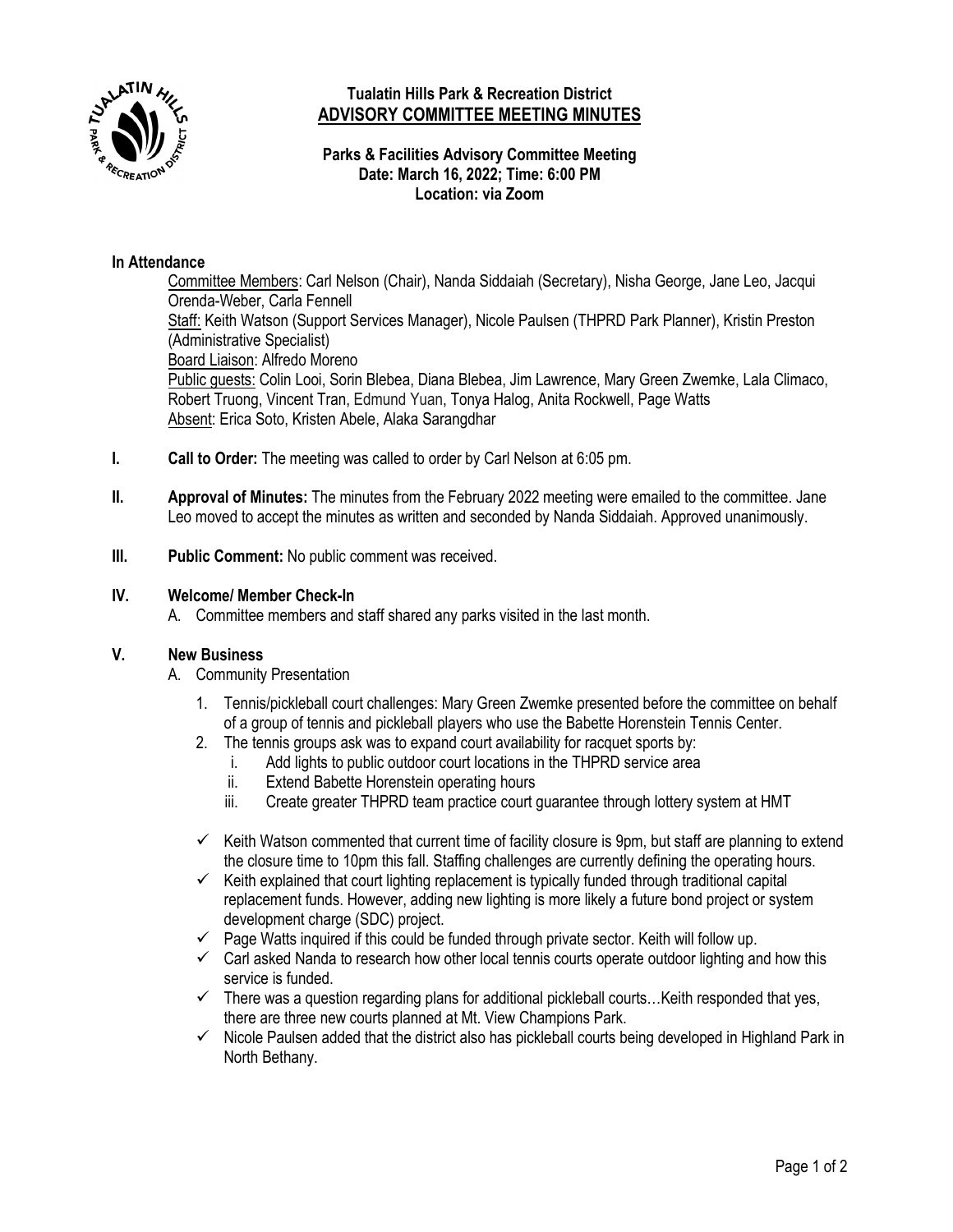# Tualatin Hills Park & Recreation District

## ADVISORY COMMITTEE MEETING MINUTES

**Parks & Facilities Advisory Committee Meeting**
**Date: March 16, 2022; Time: 6:00 PM**
**Location: via Zoom**

### In Attendance

Committee Members: Carl Nelson (Chair), Nanda Siddaiah (Secretary), Nisha George, Jane Leo, Jacqui Orenda-Weber, Carla Fennell
Staff: Keith Watson (Support Services Manager), Nicole Paulsen (THPRD Park Planner), Kristin Preston (Administrative Specialist)
Board Liaison: Alfredo Moreno
Public guests: Colin Looi, Sorin Blebea, Diana Blebea, Jim Lawrence, Mary Green Zwemke, Lala Climaco, Robert Truong, Vincent Tran, Edmund Yuan, Tonya Halog, Anita Rockwell, Page Watts
Absent: Erica Soto, Kristen Abele, Alaka Sarangdhar

**I. Call to Order:** The meeting was called to order by Carl Nelson at 6:05 pm.

**II. Approval of Minutes:** The minutes from the February 2022 meeting were emailed to the committee. Jane Leo moved to accept the minutes as written and seconded by Nanda Siddaiah. Approved unanimously.

**III. Public Comment:** No public comment was received.

**IV. Welcome/ Member Check-In**

A. Committee members and staff shared any parks visited in the last month.

**V. New Business**

A. Community Presentation

1. Tennis/pickleball court challenges: Mary Green Zwemke presented before the committee on behalf of a group of tennis and pickleball players who use the Babette Horenstein Tennis Center.
2. The tennis groups ask was to expand court availability for racquet sports by:
   i. Add lights to public outdoor court locations in the THPRD service area
   ii. Extend Babette Horenstein operating hours
   iii. Create greater THPRD team practice court guarantee through lottery system at HMT

- ✓ Keith Watson commented that current time of facility closure is 9pm, but staff are planning to extend the closure time to 10pm this fall. Staffing challenges are currently defining the operating hours.
- ✓ Keith explained that court lighting replacement is typically funded through traditional capital replacement funds. However, adding new lighting is more likely a future bond project or system development charge (SDC) project.
- ✓ Page Watts inquired if this could be funded through private sector. Keith will follow up.
- ✓ Carl asked Nanda to research how other local tennis courts operate outdoor lighting and how this service is funded.
- ✓ There was a question regarding plans for additional pickleball courts…Keith responded that yes, there are three new courts planned at Mt. View Champions Park.
- ✓ Nicole Paulsen added that the district also has pickleball courts being developed in Highland Park in North Bethany.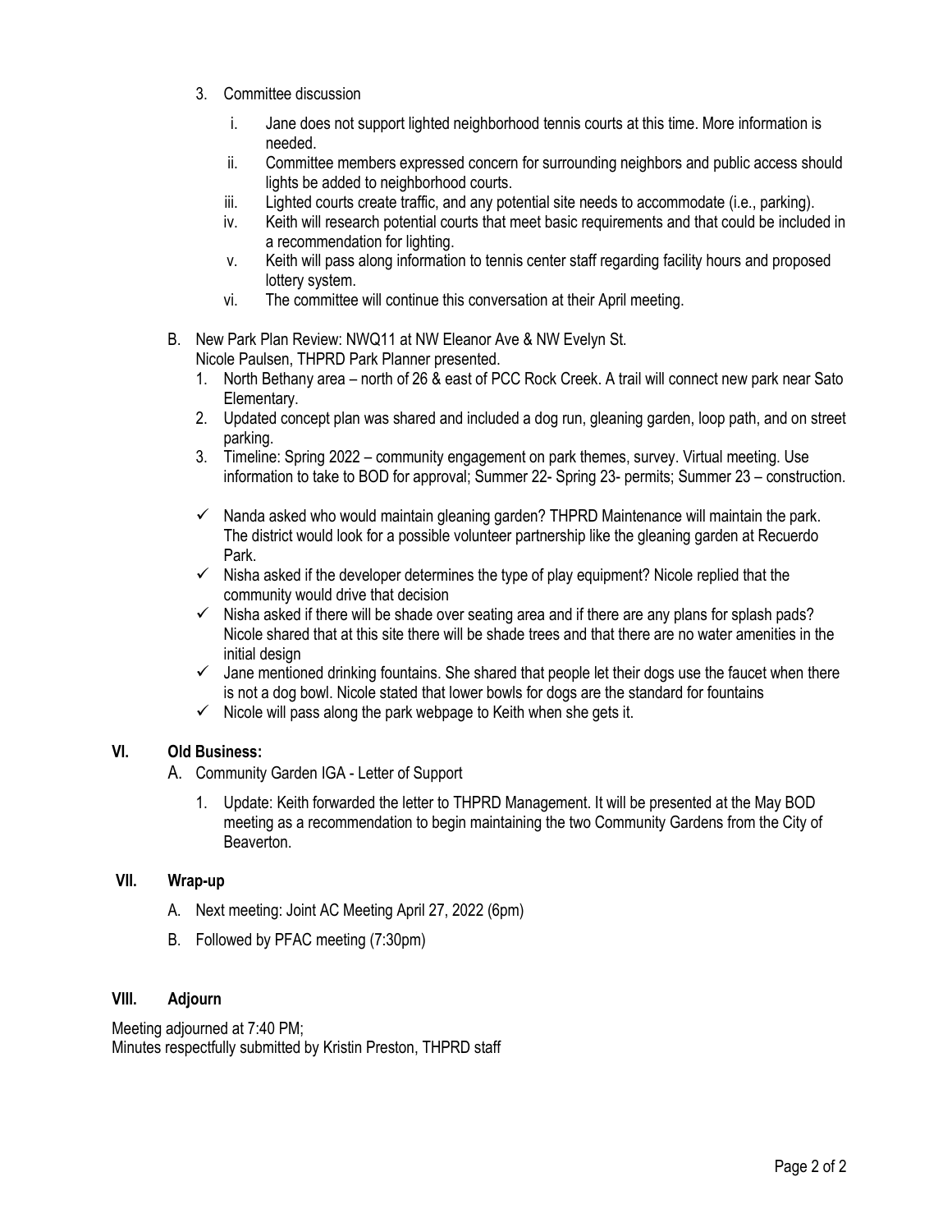3. Committee discussion

   i. Jane does not support lighted neighborhood tennis courts at this time. More information is needed.

   ii. Committee members expressed concern for surrounding neighbors and public access should lights be added to neighborhood courts.

   iii. Lighted courts create traffic, and any potential site needs to accommodate (i.e., parking).

   iv. Keith will research potential courts that meet basic requirements and that could be included in a recommendation for lighting.

   v. Keith will pass along information to tennis center staff regarding facility hours and proposed lottery system.

   vi. The committee will continue this conversation at their April meeting.

B. New Park Plan Review: NWQ11 at NW Eleanor Ave & NW Evelyn St.
   Nicole Paulsen, THPRD Park Planner presented.

   1. North Bethany area – north of 26 & east of PCC Rock Creek. A trail will connect new park near Sato Elementary.
   2. Updated concept plan was shared and included a dog run, gleaning garden, loop path, and on street parking.
   3. Timeline: Spring 2022 – community engagement on park themes, survey. Virtual meeting. Use information to take to BOD for approval; Summer 22- Spring 23- permits; Summer 23 – construction.

   - ✓ Nanda asked who would maintain gleaning garden? THPRD Maintenance will maintain the park. The district would look for a possible volunteer partnership like the gleaning garden at Recuerdo Park.
   - ✓ Nisha asked if the developer determines the type of play equipment? Nicole replied that the community would drive that decision
   - ✓ Nisha asked if there will be shade over seating area and if there are any plans for splash pads? Nicole shared that at this site there will be shade trees and that there are no water amenities in the initial design
   - ✓ Jane mentioned drinking fountains. She shared that people let their dogs use the faucet when there is not a dog bowl. Nicole stated that lower bowls for dogs are the standard for fountains
   - ✓ Nicole will pass along the park webpage to Keith when she gets it.

## VI. Old Business:

A. Community Garden IGA - Letter of Support

   1. Update: Keith forwarded the letter to THPRD Management. It will be presented at the May BOD meeting as a recommendation to begin maintaining the two Community Gardens from the City of Beaverton.

## VII. Wrap-up

A. Next meeting: Joint AC Meeting April 27, 2022 (6pm)

B. Followed by PFAC meeting (7:30pm)

## VIII. Adjourn

Meeting adjourned at 7:40 PM;
Minutes respectfully submitted by Kristin Preston, THPRD staff